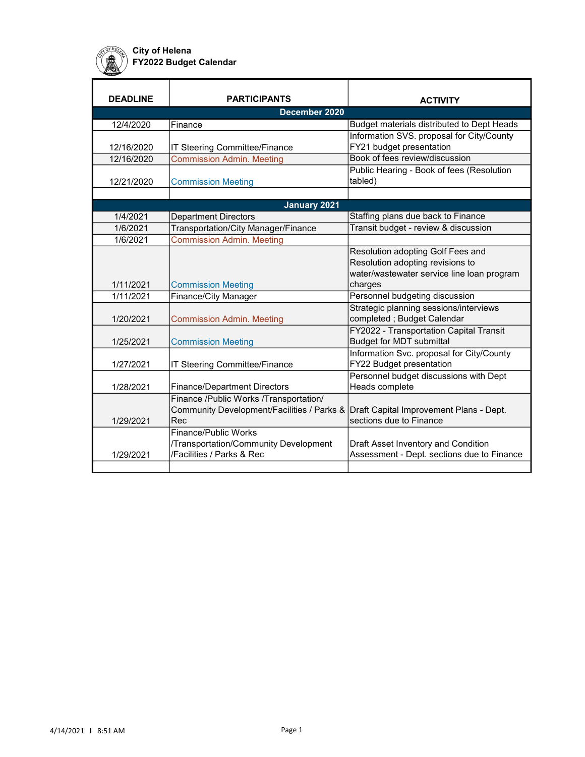**City of Helena**
**FY2022 Budget Calendar**

| DEADLINE | PARTICIPANTS | ACTIVITY |
|---|---|---|
| **December 2020** | | |
| 12/4/2020 | Finance | Budget materials distributed to Dept Heads |
| 12/16/2020 | IT Steering Committee/Finance | Information SVS. proposal for City/County FY21 budget presentation |
| 12/16/2020 | Commission Admin. Meeting | Book of fees review/discussion |
| 12/21/2020 | Commission Meeting | Public Hearing - Book of fees (Resolution tabled) |
| | | |
| **January 2021** | | |
| 1/4/2021 | Department Directors | Staffing plans due back to Finance |
| 1/6/2021 | Transportation/City Manager/Finance | Transit budget - review & discussion |
| 1/6/2021 | Commission Admin. Meeting | |
| 1/11/2021 | Commission Meeting | Resolution adopting Golf Fees and Resolution adopting revisions to water/wastewater service line loan program charges |
| 1/11/2021 | Finance/City Manager | Personnel budgeting discussion |
| 1/20/2021 | Commission Admin. Meeting | Strategic planning sessions/interviews completed ; Budget Calendar |
| 1/25/2021 | Commission Meeting | FY2022 - Transportation Capital Transit Budget for MDT submittal |
| 1/27/2021 | IT Steering Committee/Finance | Information Svc. proposal for City/County FY22 Budget presentation |
| 1/28/2021 | Finance/Department Directors | Personnel budget discussions with Dept Heads complete |
| 1/29/2021 | Finance /Public Works /Transportation/ Community Development/Facilities / Parks & Rec | Draft Capital Improvement Plans - Dept. sections due to Finance |
| 1/29/2021 | Finance/Public Works /Transportation/Community Development /Facilities / Parks & Rec | Draft Asset Inventory and Condition Assessment - Dept. sections due to Finance |
| | | |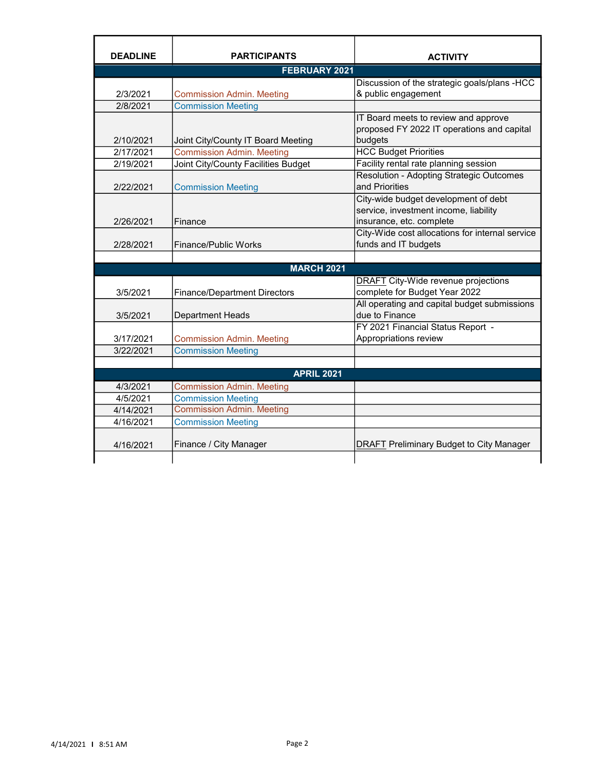| DEADLINE | PARTICIPANTS | ACTIVITY |
|---|---|---|
| **FEBRUARY 2021** | | |
| 2/3/2021 | Commission Admin. Meeting | Discussion of the strategic goals/plans -HCC & public engagement |
| 2/8/2021 | Commission Meeting | |
| 2/10/2021 | Joint City/County IT Board Meeting | IT Board meets to review and approve proposed FY 2022 IT operations and capital budgets |
| 2/17/2021 | Commission Admin. Meeting | HCC Budget Priorities |
| 2/19/2021 | Joint City/County Facilities Budget | Facility rental rate planning session |
| 2/22/2021 | Commission Meeting | Resolution - Adopting Strategic Outcomes and Priorities |
| 2/26/2021 | Finance | City-wide budget development of debt service, investment income, liability insurance, etc. complete |
| 2/28/2021 | Finance/Public Works | City-Wide cost allocations for internal service funds and IT budgets |
| | | |
| **MARCH 2021** | | |
| 3/5/2021 | Finance/Department Directors | DRAFT City-Wide revenue projections complete for Budget Year 2022 |
| 3/5/2021 | Department Heads | All operating and capital budget submissions due to Finance |
| 3/17/2021 | Commission Admin. Meeting | FY 2021 Financial Status Report - Appropriations review |
| 3/22/2021 | Commission Meeting | |
| | | |
| **APRIL 2021** | | |
| 4/3/2021 | Commission Admin. Meeting | |
| 4/5/2021 | Commission Meeting | |
| 4/14/2021 | Commission Admin. Meeting | |
| 4/16/2021 | Commission Meeting | |
| 4/16/2021 | Finance / City Manager | DRAFT Preliminary Budget to City Manager |
| | | |

4/14/2021 8:51 AM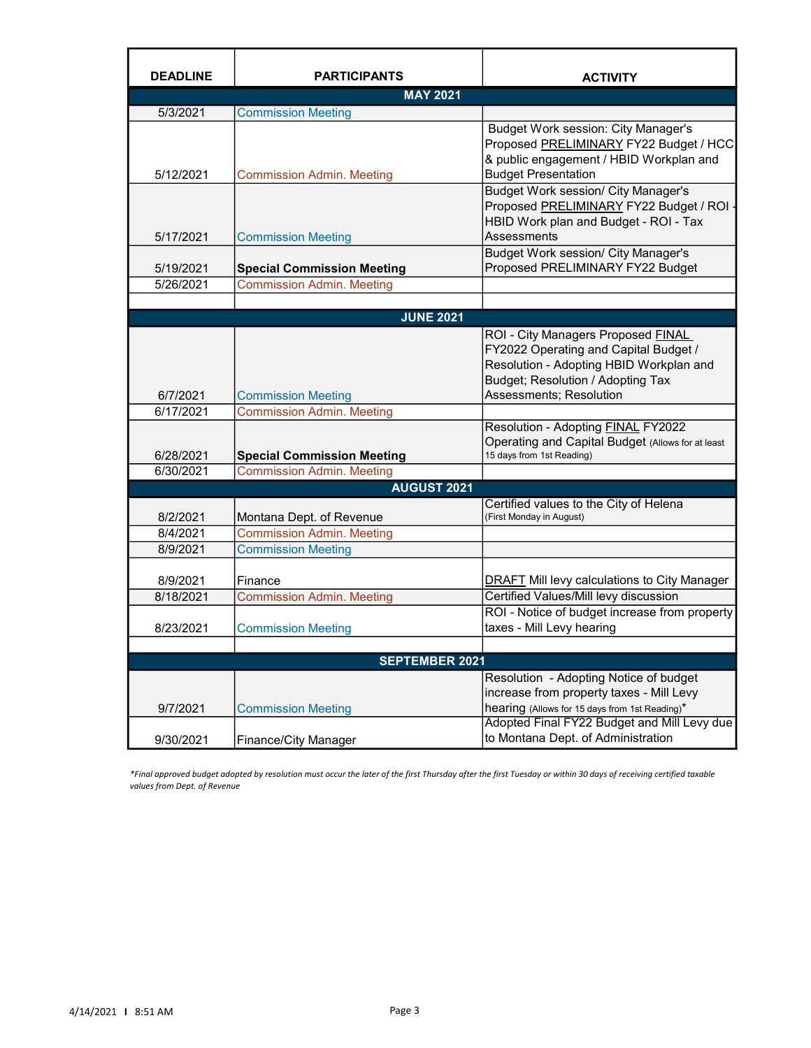| DEADLINE | PARTICIPANTS | ACTIVITY |
|---|---|---|
| **MAY 2021** | | |
| 5/3/2021 | Commission Meeting | |
| 5/12/2021 | Commission Admin. Meeting | Budget Work session: City Manager's Proposed PRELIMINARY FY22 Budget / HCC & public engagement / HBID Workplan and Budget Presentation |
| 5/17/2021 | Commission Meeting | Budget Work session/ City Manager's Proposed PRELIMINARY FY22 Budget / ROI - HBID Work plan and Budget - ROI - Tax Assessments |
| 5/19/2021 | **Special Commission Meeting** | Budget Work session/ City Manager's Proposed PRELIMINARY FY22 Budget |
| 5/26/2021 | Commission Admin. Meeting | |
| | | |
| **JUNE 2021** | | |
| 6/7/2021 | Commission Meeting | ROI - City Managers Proposed FINAL FY2022 Operating and Capital Budget / Resolution - Adopting HBID Workplan and Budget; Resolution / Adopting Tax Assessments; Resolution |
| 6/17/2021 | Commission Admin. Meeting | |
| 6/28/2021 | **Special Commission Meeting** | Resolution - Adopting FINAL FY2022 Operating and Capital Budget (Allows for at least 15 days from 1st Reading) |
| 6/30/2021 | Commission Admin. Meeting | |
| **AUGUST 2021** | | |
| 8/2/2021 | Montana Dept. of Revenue | Certified values to the City of Helena (First Monday in August) |
| 8/4/2021 | Commission Admin. Meeting | |
| 8/9/2021 | Commission Meeting | |
| 8/9/2021 | Finance | DRAFT Mill levy calculations to City Manager |
| 8/18/2021 | Commission Admin. Meeting | Certified Values/Mill levy discussion |
| 8/23/2021 | Commission Meeting | ROI - Notice of budget increase from property taxes - Mill Levy hearing |
| | | |
| **SEPTEMBER 2021** | | |
| 9/7/2021 | Commission Meeting | Resolution - Adopting Notice of budget increase from property taxes - Mill Levy hearing (Allows for 15 days from 1st Reading)* |
| 9/30/2021 | Finance/City Manager | Adopted Final FY22 Budget and Mill Levy due to Montana Dept. of Administration |

*\*Final approved budget adopted by resolution must occur the later of the first Thursday after the first Tuesday or within 30 days of receiving certified taxable values from Dept. of Revenue*